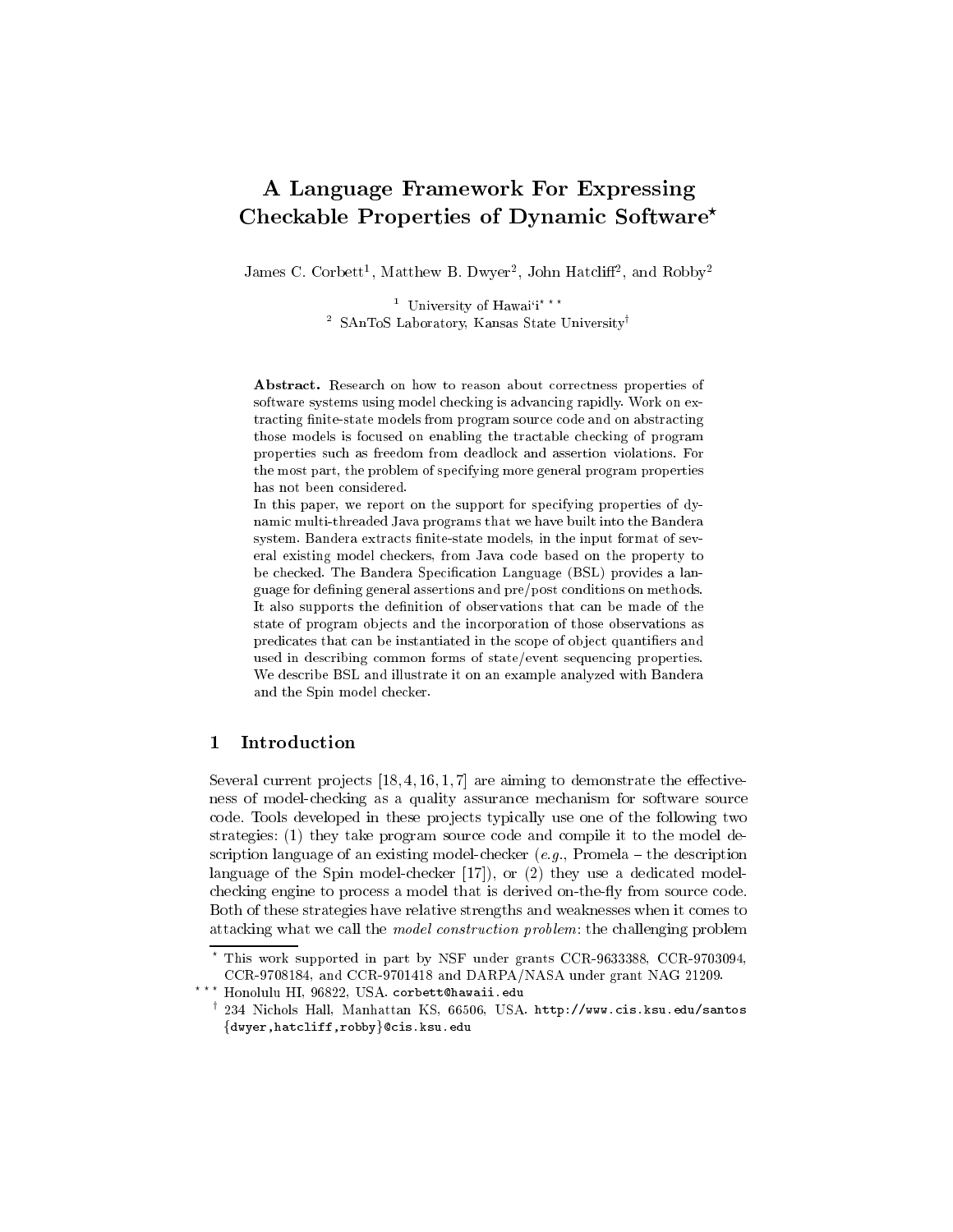# A Language Framework For Expressing Checkable Properties of Dynamic Software*

James C. Corbett[1], Matthew B. Dwyer[2], John Hatcliff[2], and Robby[2]

[1] University of Hawai'i***
[2] SAnToS Laboratory, Kansas State University[†]

**Abstract.** Research on how to reason about correctness properties of software systems using model checking is advancing rapidly. Work on extracting finite-state models from program source code and on abstracting those models is focused on enabling the tractable checking of program properties such as freedom from deadlock and assertion violations. For the most part, the problem of specifying more general program properties has not been considered.

In this paper, we report on the support for specifying properties of dynamic multi-threaded Java programs that we have built into the Bandera system. Bandera extracts finite-state models, in the input format of several existing model checkers, from Java code based on the property to be checked. The Bandera Specification Language (BSL) provides a language for defining general assertions and pre/post conditions on methods. It also supports the definition of observations that can be made of the state of program objects and the incorporation of those observations as predicates that can be instantiated in the scope of object quantifiers and used in describing common forms of state/event sequencing properties. We describe BSL and illustrate it on an example analyzed with Bandera and the Spin model checker.

## 1 Introduction

Several current projects [18, 4, 16, 1, 7] are aiming to demonstrate the effectiveness of model-checking as a quality assurance mechanism for software source code. Tools developed in these projects typically use one of the following two strategies: (1) they take program source code and compile it to the model description language of an existing model-checker (*e.g.*, Promela – the description language of the Spin model-checker [17]), or (2) they use a dedicated model-checking engine to process a model that is derived on-the-fly from source code. Both of these strategies have relative strengths and weaknesses when it comes to attacking what we call the *model construction problem*: the challenging problem

---

* This work supported in part by NSF under grants CCR-9633388, CCR-9703094, CCR-9708184, and CCR-9701418 and DARPA/NASA under grant NAG 21209.

*** Honolulu HI, 96822, USA. corbett@hawaii.edu

† 234 Nichols Hall, Manhattan KS, 66506, USA. http://www.cis.ksu.edu/santos {dwyer,hatcliff,robby}@cis.ksu.edu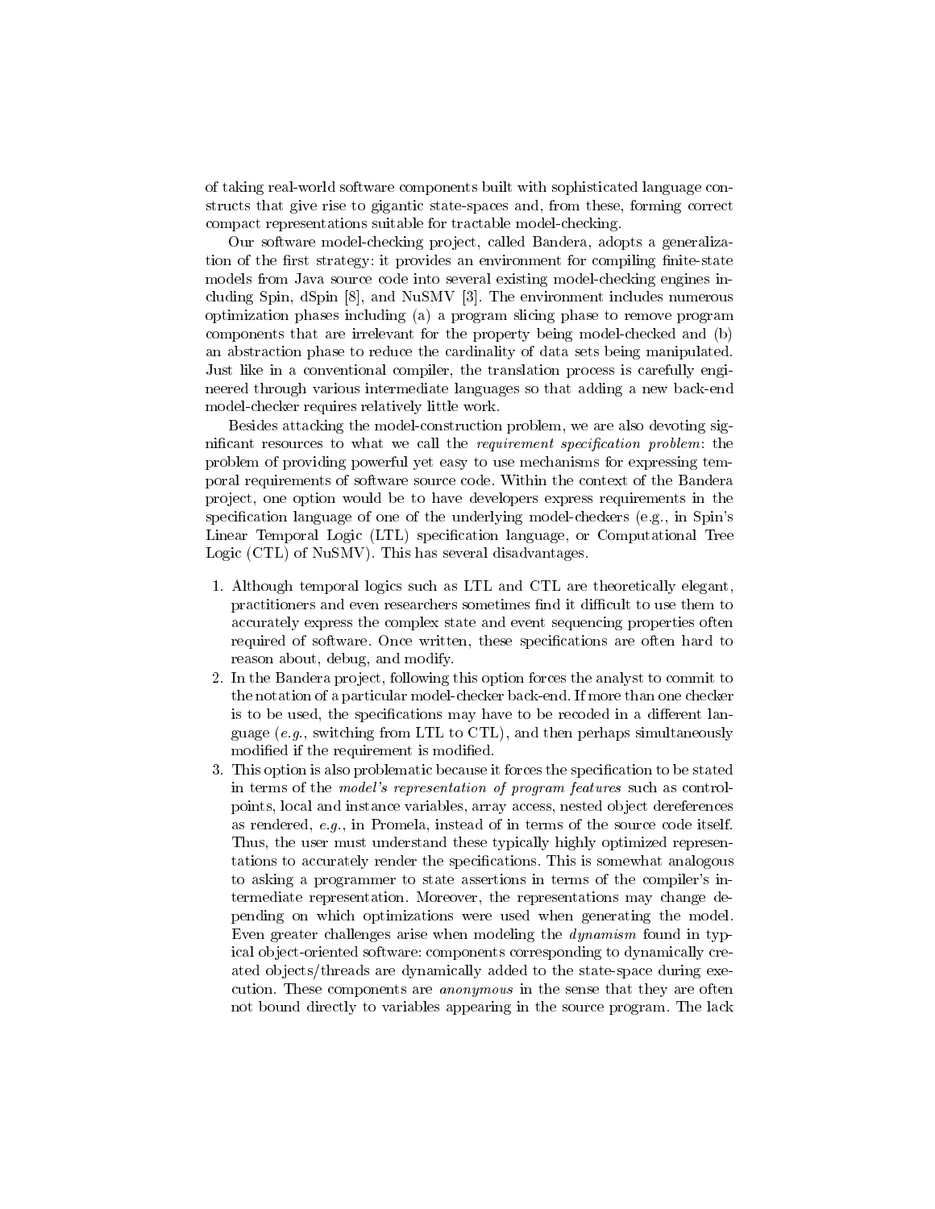of taking real-world software components built with sophisticated language constructs that give rise to gigantic state-spaces and, from these, forming correct compact representations suitable for tractable model-checking.

Our software model-checking project, called Bandera, adopts a generalization of the first strategy: it provides an environment for compiling finite-state models from Java source code into several existing model-checking engines including Spin, dSpin [8], and NuSMV [3]. The environment includes numerous optimization phases including (a) a program slicing phase to remove program components that are irrelevant for the property being model-checked and (b) an abstraction phase to reduce the cardinality of data sets being manipulated. Just like in a conventional compiler, the translation process is carefully engineered through various intermediate languages so that adding a new back-end model-checker requires relatively little work.

Besides attacking the model-construction problem, we are also devoting significant resources to what we call the *requirement specification problem*: the problem of providing powerful yet easy to use mechanisms for expressing temporal requirements of software source code. Within the context of the Bandera project, one option would be to have developers express requirements in the specification language of one of the underlying model-checkers (e.g., in Spin's Linear Temporal Logic (LTL) specification language, or Computational Tree Logic (CTL) of NuSMV). This has several disadvantages.

1. Although temporal logics such as LTL and CTL are theoretically elegant, practitioners and even researchers sometimes find it difficult to use them to accurately express the complex state and event sequencing properties often required of software. Once written, these specifications are often hard to reason about, debug, and modify.
2. In the Bandera project, following this option forces the analyst to commit to the notation of a particular model-checker back-end. If more than one checker is to be used, the specifications may have to be recoded in a different language (*e.g.*, switching from LTL to CTL), and then perhaps simultaneously modified if the requirement is modified.
3. This option is also problematic because it forces the specification to be stated in terms of the *model's representation of program features* such as control-points, local and instance variables, array access, nested object dereferences as rendered, *e.g.*, in Promela, instead of in terms of the source code itself. Thus, the user must understand these typically highly optimized representations to accurately render the specifications. This is somewhat analogous to asking a programmer to state assertions in terms of the compiler's intermediate representation. Moreover, the representations may change depending on which optimizations were used when generating the model. Even greater challenges arise when modeling the *dynamism* found in typical object-oriented software: components corresponding to dynamically created objects/threads are dynamically added to the state-space during execution. These components are *anonymous* in the sense that they are often not bound directly to variables appearing in the source program. The lack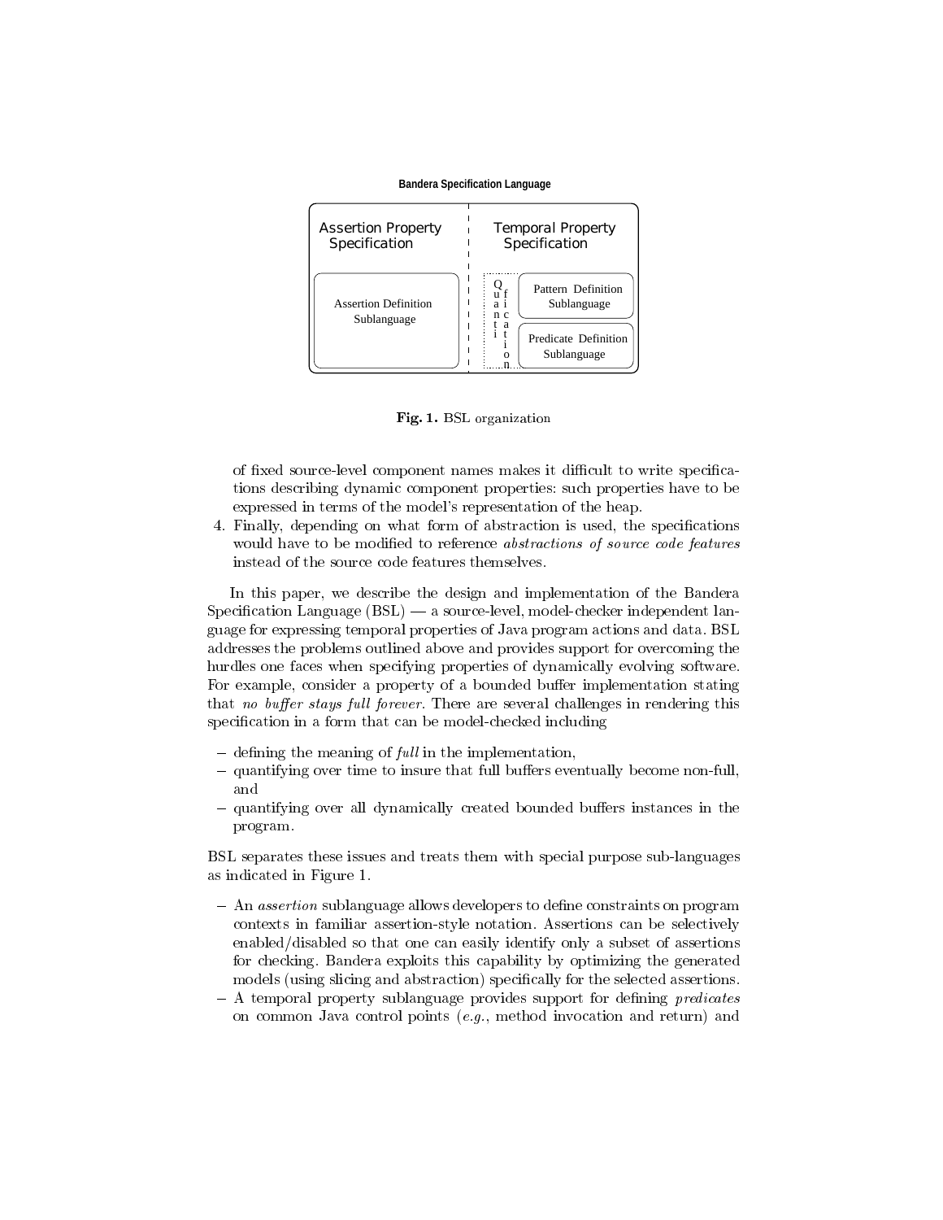**Bandera Specification Language**

| Assertion Property Specification | Temporal Property Specification | |
|---|---|---|
| Assertion Definition Sublanguage | Quantification | Pattern Definition Sublanguage |
| | | Predicate Definition Sublanguage |

**Fig. 1.** BSL organization

of fixed source-level component names makes it difficult to write specifications describing dynamic component properties: such properties have to be expressed in terms of the model's representation of the heap.

4. Finally, depending on what form of abstraction is used, the specifications would have to be modified to reference *abstractions of source code features* instead of the source code features themselves.

In this paper, we describe the design and implementation of the Bandera Specification Language (BSL) — a source-level, model-checker independent language for expressing temporal properties of Java program actions and data. BSL addresses the problems outlined above and provides support for overcoming the hurdles one faces when specifying properties of dynamically evolving software. For example, consider a property of a bounded buffer implementation stating that *no buffer stays full forever*. There are several challenges in rendering this specification in a form that can be model-checked including

- defining the meaning of *full* in the implementation,
- quantifying over time to insure that full buffers eventually become non-full, and
- quantifying over all dynamically created bounded buffers instances in the program.

BSL separates these issues and treats them with special purpose sub-languages as indicated in Figure 1.

- An *assertion* sublanguage allows developers to define constraints on program contexts in familiar assertion-style notation. Assertions can be selectively enabled/disabled so that one can easily identify only a subset of assertions for checking. Bandera exploits this capability by optimizing the generated models (using slicing and abstraction) specifically for the selected assertions.
- A temporal property sublanguage provides support for defining *predicates* on common Java control points (*e.g.*, method invocation and return) and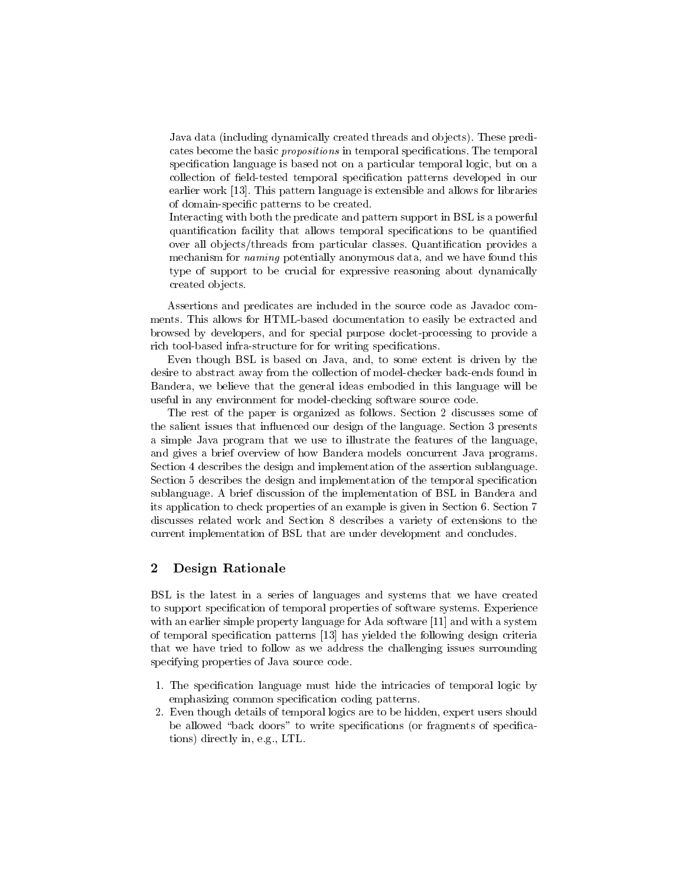Java data (including dynamically created threads and objects). These predicates become the basic *propositions* in temporal specifications. The temporal specification language is based not on a particular temporal logic, but on a collection of field-tested temporal specification patterns developed in our earlier work [13]. This pattern language is extensible and allows for libraries of domain-specific patterns to be created.

Interacting with both the predicate and pattern support in BSL is a powerful quantification facility that allows temporal specifications to be quantified over all objects/threads from particular classes. Quantification provides a mechanism for *naming* potentially anonymous data, and we have found this type of support to be crucial for expressive reasoning about dynamically created objects.

Assertions and predicates are included in the source code as Javadoc comments. This allows for HTML-based documentation to easily be extracted and browsed by developers, and for special purpose doclet-processing to provide a rich tool-based infra-structure for for writing specifications.

Even though BSL is based on Java, and, to some extent is driven by the desire to abstract away from the collection of model-checker back-ends found in Bandera, we believe that the general ideas embodied in this language will be useful in any environment for model-checking software source code.

The rest of the paper is organized as follows. Section 2 discusses some of the salient issues that influenced our design of the language. Section 3 presents a simple Java program that we use to illustrate the features of the language, and gives a brief overview of how Bandera models concurrent Java programs. Section 4 describes the design and implementation of the assertion sublanguage. Section 5 describes the design and implementation of the temporal specification sublanguage. A brief discussion of the implementation of BSL in Bandera and its application to check properties of an example is given in Section 6. Section 7 discusses related work and Section 8 describes a variety of extensions to the current implementation of BSL that are under development and concludes.

## 2 Design Rationale

BSL is the latest in a series of languages and systems that we have created to support specification of temporal properties of software systems. Experience with an earlier simple property language for Ada software [11] and with a system of temporal specification patterns [13] has yielded the following design criteria that we have tried to follow as we address the challenging issues surrounding specifying properties of Java source code.

1. The specification language must hide the intricacies of temporal logic by emphasizing common specification coding patterns.
2. Even though details of temporal logics are to be hidden, expert users should be allowed "back doors" to write specifications (or fragments of specifications) directly in, e.g., LTL.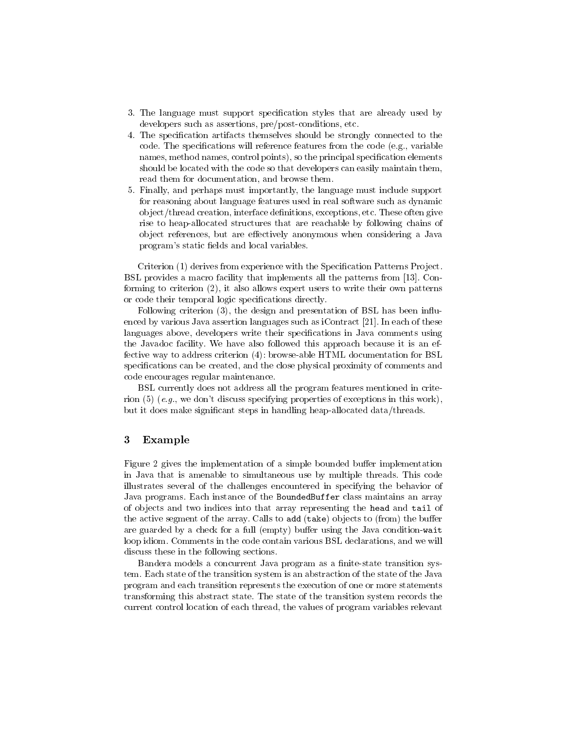3. The language must support specification styles that are already used by developers such as assertions, pre/post-conditions, etc.
4. The specification artifacts themselves should be strongly connected to the code. The specifications will reference features from the code (e.g., variable names, method names, control points), so the principal specification elements should be located with the code so that developers can easily maintain them, read them for documentation, and browse them.
5. Finally, and perhaps must importantly, the language must include support for reasoning about language features used in real software such as dynamic object/thread creation, interface definitions, exceptions, etc. These often give rise to heap-allocated structures that are reachable by following chains of object references, but are effectively anonymous when considering a Java program's static fields and local variables.

Criterion (1) derives from experience with the Specification Patterns Project. BSL provides a macro facility that implements all the patterns from [13]. Conforming to criterion (2), it also allows expert users to write their own patterns or code their temporal logic specifications directly.

Following criterion (3), the design and presentation of BSL has been influenced by various Java assertion languages such as iContract [21]. In each of these languages above, developers write their specifications in Java comments using the Javadoc facility. We have also followed this approach because it is an effective way to address criterion (4): browse-able HTML documentation for BSL specifications can be created, and the close physical proximity of comments and code encourages regular maintenance.

BSL currently does not address all the program features mentioned in criterion (5) (*e.g.*, we don't discuss specifying properties of exceptions in this work), but it does make significant steps in handling heap-allocated data/threads.

## 3 Example

Figure 2 gives the implementation of a simple bounded buffer implementation in Java that is amenable to simultaneous use by multiple threads. This code illustrates several of the challenges encountered in specifying the behavior of Java programs. Each instance of the `BoundedBuffer` class maintains an array of objects and two indices into that array representing the `head` and `tail` of the active segment of the array. Calls to `add` (`take`) objects to (from) the buffer are guarded by a check for a full (empty) buffer using the Java condition-`wait` loop idiom. Comments in the code contain various BSL declarations, and we will discuss these in the following sections.

Bandera models a concurrent Java program as a finite-state transition system. Each state of the transition system is an abstraction of the state of the Java program and each transition represents the execution of one or more statements transforming this abstract state. The state of the transition system records the current control location of each thread, the values of program variables relevant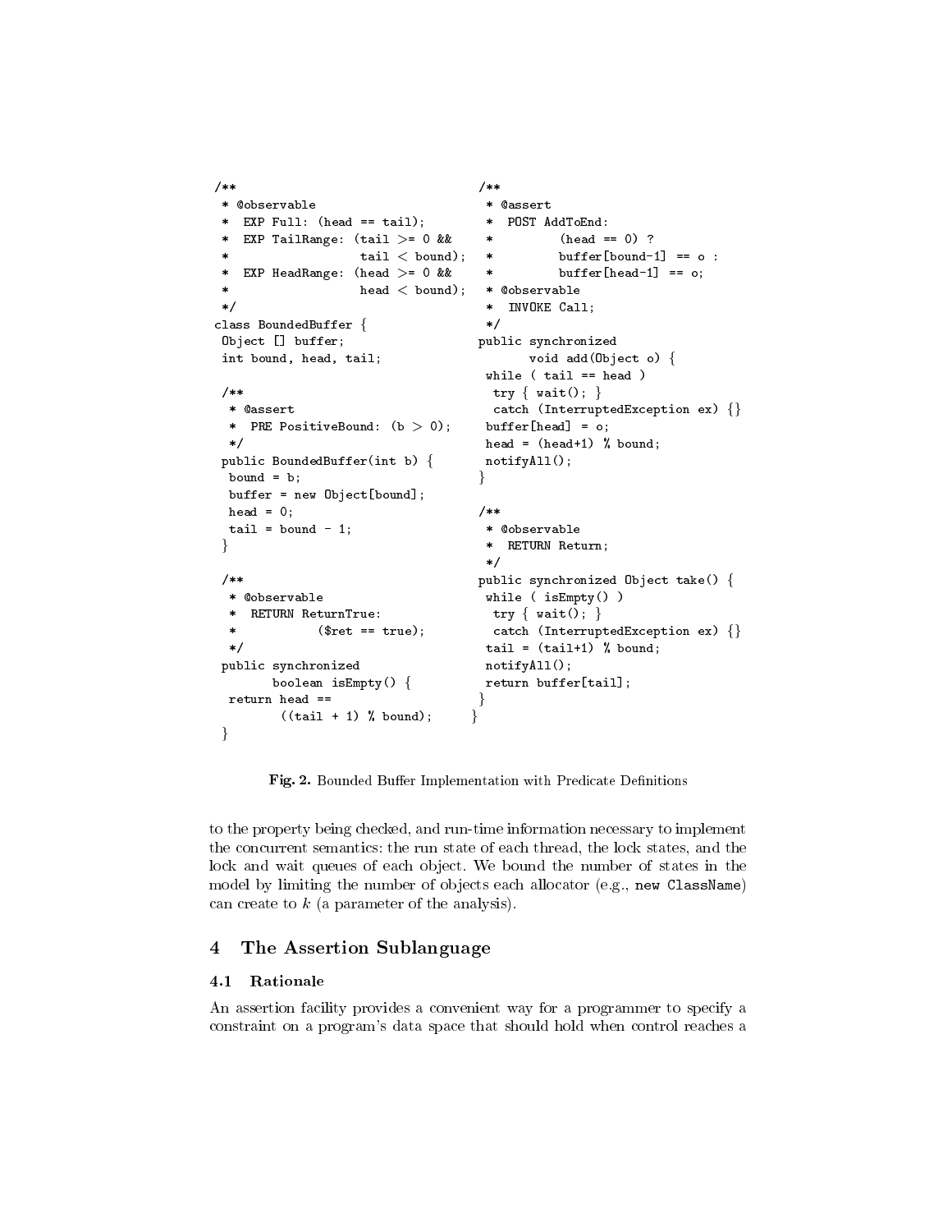```java
/**
 * @observable
 *  EXP Full: (head == tail);
 *  EXP TailRange: (tail >= 0 &&
 *                  tail < bound);
 *  EXP HeadRange: (head >= 0 &&
 *                  head < bound);
 */
class BoundedBuffer {
 Object [] buffer;
 int bound, head, tail;

 /**
  * @assert
  *  PRE PositiveBound: (b > 0);
  */
 public BoundedBuffer(int b) {
  bound = b;
  buffer = new Object[bound];
  head = 0;
  tail = bound - 1;
 }

 /**
  * @observable
  *  RETURN ReturnTrue:
  *           ($ret == true);
  */
 public synchronized
        boolean isEmpty() {
  return head ==
         ((tail + 1) % bound);
 }

 /**
  * @assert
  *  POST AddToEnd:
  *         (head == 0) ?
  *         buffer[bound-1] == o :
  *         buffer[head-1] == o;
  * @observable
  *  INVOKE Call;
  */
 public synchronized
        void add(Object o) {
  while ( tail == head )
   try { wait(); }
   catch (InterruptedException ex) {}
  buffer[head] = o;
  head = (head+1) % bound;
  notifyAll();
 }

 /**
  * @observable
  *  RETURN Return;
  */
 public synchronized Object take() {
  while ( isEmpty() )
   try { wait(); }
   catch (InterruptedException ex) {}
  tail = (tail+1) % bound;
  notifyAll();
  return buffer[tail];
 }
}
```

**Fig. 2.** Bounded Buffer Implementation with Predicate Definitions

to the property being checked, and run-time information necessary to implement the concurrent semantics: the run state of each thread, the lock states, and the lock and wait queues of each object. We bound the number of states in the model by limiting the number of objects each allocator (e.g., `new ClassName`) can create to $k$ (a parameter of the analysis).

## 4 The Assertion Sublanguage

### 4.1 Rationale

An assertion facility provides a convenient way for a programmer to specify a constraint on a program's data space that should hold when control reaches a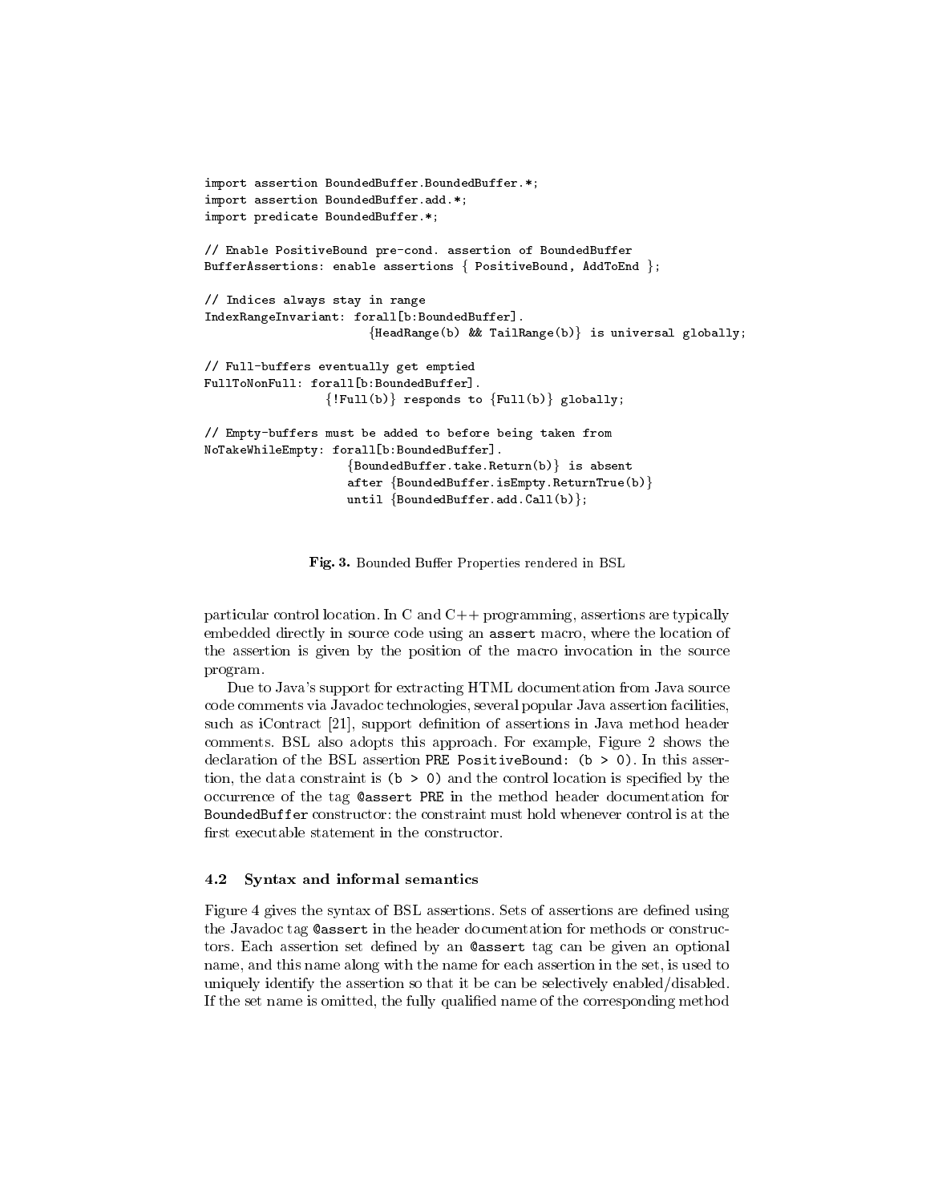```
import assertion BoundedBuffer.BoundedBuffer.*;
import assertion BoundedBuffer.add.*;
import predicate BoundedBuffer.*;

// Enable PositiveBound pre-cond. assertion of BoundedBuffer
BufferAssertions: enable assertions { PositiveBound, AddToEnd };

// Indices always stay in range
IndexRangeInvariant: forall[b:BoundedBuffer].
                        {HeadRange(b) && TailRange(b)} is universal globally;

// Full-buffers eventually get emptied
FullToNonFull: forall[b:BoundedBuffer].
                  {!Full(b)} responds to {Full(b)} globally;

// Empty-buffers must be added to before being taken from
NoTakeWhileEmpty: forall[b:BoundedBuffer].
                    {BoundedBuffer.take.Return(b)} is absent
                    after {BoundedBuffer.isEmpty.ReturnTrue(b)}
                    until {BoundedBuffer.add.Call(b)};
```

**Fig. 3.** Bounded Buffer Properties rendered in BSL

particular control location. In C and C++ programming, assertions are typically embedded directly in source code using an `assert` macro, where the location of the assertion is given by the position of the macro invocation in the source program.

Due to Java's support for extracting HTML documentation from Java source code comments via Javadoc technologies, several popular Java assertion facilities, such as iContract [21], support definition of assertions in Java method header comments. BSL also adopts this approach. For example, Figure 2 shows the declaration of the BSL assertion `PRE PositiveBound: (b > 0)`. In this assertion, the data constraint is `(b > 0)` and the control location is specified by the occurrence of the tag `@assert PRE` in the method header documentation for `BoundedBuffer` constructor: the constraint must hold whenever control is at the first executable statement in the constructor.

### 4.2 Syntax and informal semantics

Figure 4 gives the syntax of BSL assertions. Sets of assertions are defined using the Javadoc tag `@assert` in the header documentation for methods or constructors. Each assertion set defined by an `@assert` tag can be given an optional name, and this name along with the name for each assertion in the set, is used to uniquely identify the assertion so that it be can be selectively enabled/disabled. If the set name is omitted, the fully qualified name of the corresponding method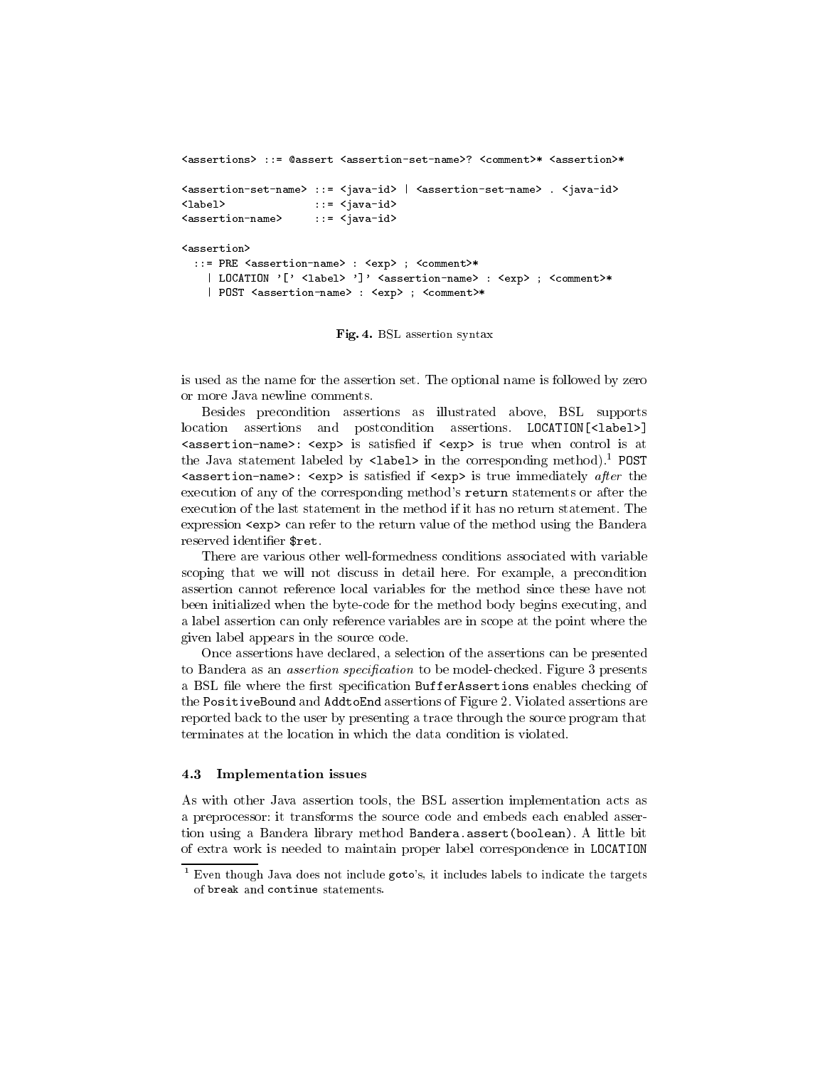```
<assertions> ::= @assert <assertion-set-name>? <comment>* <assertion>*

<assertion-set-name> ::= <java-id> | <assertion-set-name> . <java-id>
<label>              ::= <java-id>
<assertion-name>     ::= <java-id>

<assertion>
  ::= PRE <assertion-name> : <exp> ; <comment>*
    | LOCATION '[' <label> ']' <assertion-name> : <exp> ; <comment>*
    | POST <assertion-name> : <exp> ; <comment>*
```

**Fig. 4.** BSL assertion syntax

is used as the name for the assertion set. The optional name is followed by zero or more Java newline comments.

Besides precondition assertions as illustrated above, BSL supports location assertions and postcondition assertions. `LOCATION[<label>] <assertion-name>: <exp>` is satisfied if `<exp>` is true when control is at the Java statement labeled by `<label>` in the corresponding method).[1] `POST <assertion-name>: <exp>` is satisfied if `<exp>` is true immediately *after* the execution of any of the corresponding method's `return` statements or after the execution of the last statement in the method if it has no return statement. The expression `<exp>` can refer to the return value of the method using the Bandera reserved identifier `$ret`.

There are various other well-formedness conditions associated with variable scoping that we will not discuss in detail here. For example, a precondition assertion cannot reference local variables for the method since these have not been initialized when the byte-code for the method body begins executing, and a label assertion can only reference variables are in scope at the point where the given label appears in the source code.

Once assertions have declared, a selection of the assertions can be presented to Bandera as an *assertion specification* to be model-checked. Figure 3 presents a BSL file where the first specification `BufferAssertions` enables checking of the `PositiveBound` and `AddtoEnd` assertions of Figure 2. Violated assertions are reported back to the user by presenting a trace through the source program that terminates at the location in which the data condition is violated.

### 4.3 Implementation issues

As with other Java assertion tools, the BSL assertion implementation acts as a preprocessor: it transforms the source code and embeds each enabled assertion using a Bandera library method `Bandera.assert(boolean)`. A little bit of extra work is needed to maintain proper label correspondence in `LOCATION`

[1] Even though Java does not include `goto`'s, it includes labels to indicate the targets of `break` and `continue` statements.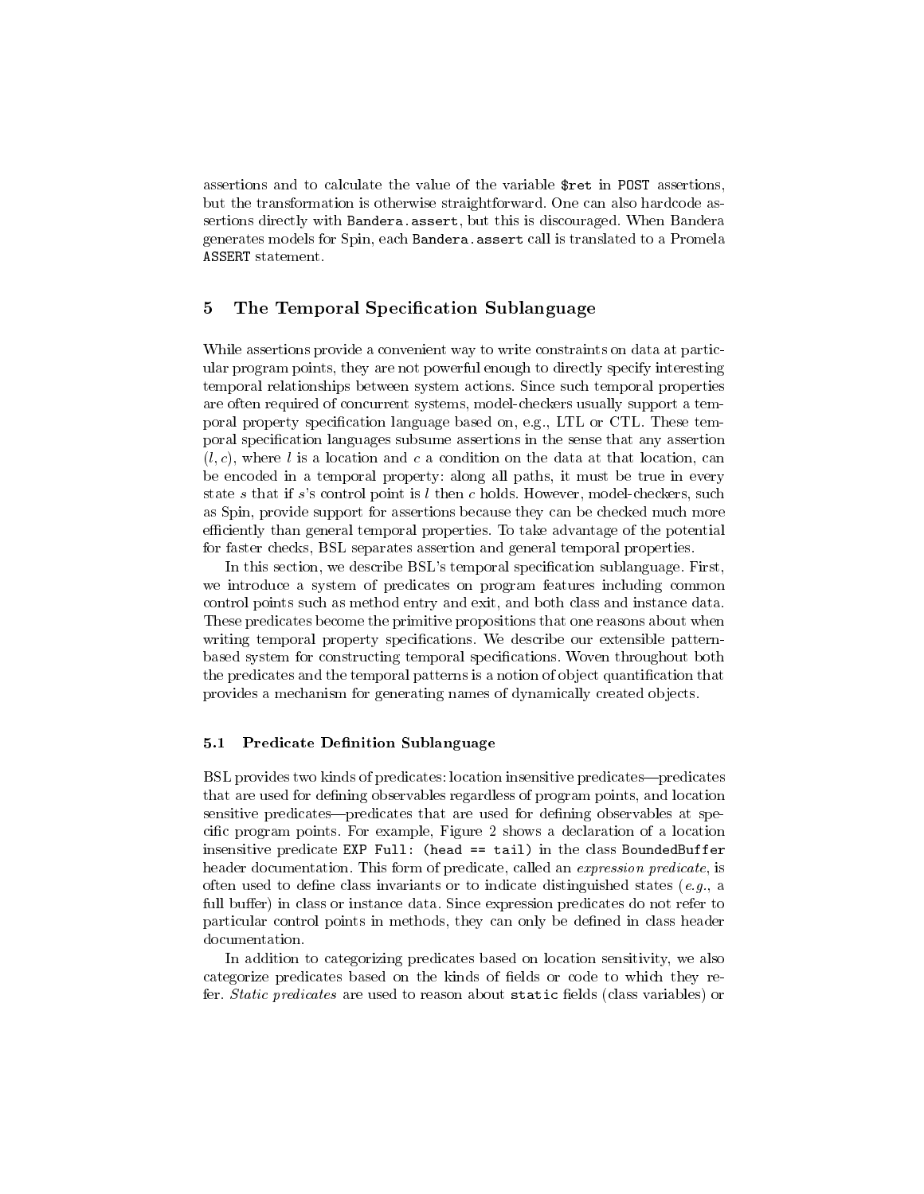assertions and to calculate the value of the variable `$ret` in `POST` assertions, but the transformation is otherwise straightforward. One can also hardcode assertions directly with `Bandera.assert`, but this is discouraged. When Bandera generates models for Spin, each `Bandera.assert` call is translated to a Promela `ASSERT` statement.

## 5 The Temporal Specification Sublanguage

While assertions provide a convenient way to write constraints on data at particular program points, they are not powerful enough to directly specify interesting temporal relationships between system actions. Since such temporal properties are often required of concurrent systems, model-checkers usually support a temporal property specification language based on, e.g., LTL or CTL. These temporal specification languages subsume assertions in the sense that any assertion $(l, c)$, where $l$ is a location and $c$ a condition on the data at that location, can be encoded in a temporal property: along all paths, it must be true in every state $s$ that if $s$'s control point is $l$ then $c$ holds. However, model-checkers, such as Spin, provide support for assertions because they can be checked much more efficiently than general temporal properties. To take advantage of the potential for faster checks, BSL separates assertion and general temporal properties.

In this section, we describe BSL's temporal specification sublanguage. First, we introduce a system of predicates on program features including common control points such as method entry and exit, and both class and instance data. These predicates become the primitive propositions that one reasons about when writing temporal property specifications. We describe our extensible pattern-based system for constructing temporal specifications. Woven throughout both the predicates and the temporal patterns is a notion of object quantification that provides a mechanism for generating names of dynamically created objects.

### 5.1 Predicate Definition Sublanguage

BSL provides two kinds of predicates: location insensitive predicates—predicates that are used for defining observables regardless of program points, and location sensitive predicates—predicates that are used for defining observables at specific program points. For example, Figure 2 shows a declaration of a location insensitive predicate `EXP Full: (head == tail)` in the class `BoundedBuffer` header documentation. This form of predicate, called an *expression predicate*, is often used to define class invariants or to indicate distinguished states (*e.g.*, a full buffer) in class or instance data. Since expression predicates do not refer to particular control points in methods, they can only be defined in class header documentation.

In addition to categorizing predicates based on location sensitivity, we also categorize predicates based on the kinds of fields or code to which they refer. *Static predicates* are used to reason about `static` fields (class variables) or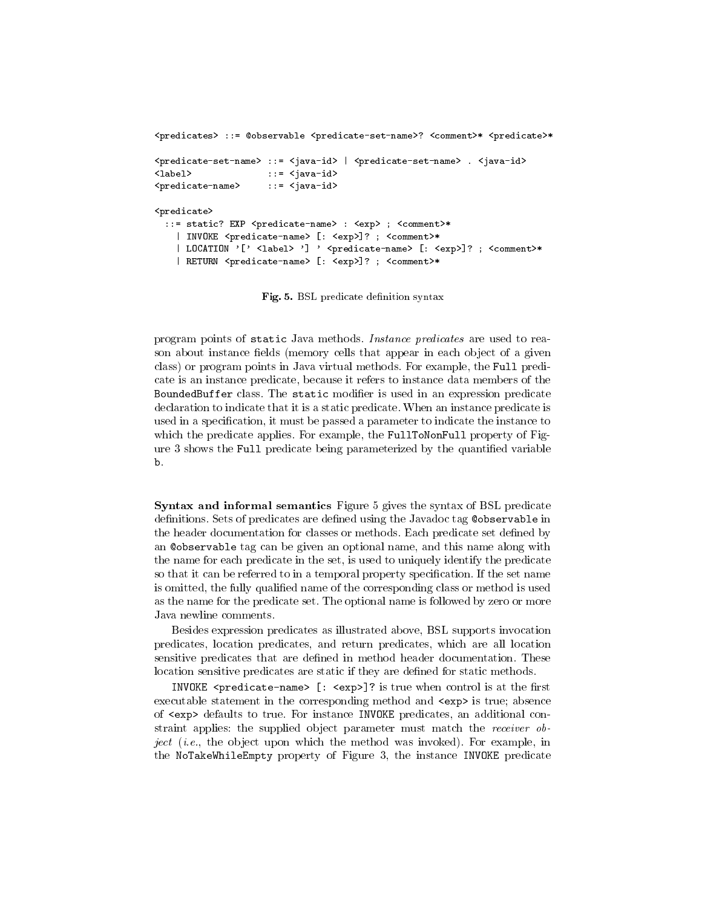```
<predicates> ::= @observable <predicate-set-name>? <comment>* <predicate>*

<predicate-set-name> ::= <java-id> | <predicate-set-name> . <java-id>
<label>              ::= <java-id>
<predicate-name>     ::= <java-id>

<predicate>
  ::= static? EXP <predicate-name> : <exp> ; <comment>*
    | INVOKE <predicate-name> [: <exp>]? ; <comment>*
    | LOCATION '[' <label> ']' <predicate-name> [: <exp>]? ; <comment>*
    | RETURN <predicate-name> [: <exp>]? ; <comment>*
```

**Fig. 5.** BSL predicate definition syntax

program points of `static` Java methods. *Instance predicates* are used to reason about instance fields (memory cells that appear in each object of a given class) or program points in Java virtual methods. For example, the `Full` predicate is an instance predicate, because it refers to instance data members of the `BoundedBuffer` class. The `static` modifier is used in an expression predicate declaration to indicate that it is a static predicate. When an instance predicate is used in a specification, it must be passed a parameter to indicate the instance to which the predicate applies. For example, the `FullToNonFull` property of Figure 3 shows the `Full` predicate being parameterized by the quantified variable `b`.

**Syntax and informal semantics** Figure 5 gives the syntax of BSL predicate definitions. Sets of predicates are defined using the Javadoc tag `@observable` in the header documentation for classes or methods. Each predicate set defined by an `@observable` tag can be given an optional name, and this name along with the name for each predicate in the set, is used to uniquely identify the predicate so that it can be referred to in a temporal property specification. If the set name is omitted, the fully qualified name of the corresponding class or method is used as the name for the predicate set. The optional name is followed by zero or more Java newline comments.

Besides expression predicates as illustrated above, BSL supports invocation predicates, location predicates, and return predicates, which are all location sensitive predicates that are defined in method header documentation. These location sensitive predicates are static if they are defined for static methods.

`INVOKE <predicate-name> [: <exp>]?` is true when control is at the first executable statement in the corresponding method and `<exp>` is true; absence of `<exp>` defaults to true. For instance `INVOKE` predicates, an additional constraint applies: the supplied object parameter must match the *receiver object* (*i.e.*, the object upon which the method was invoked). For example, in the `NoTakeWhileEmpty` property of Figure 3, the instance `INVOKE` predicate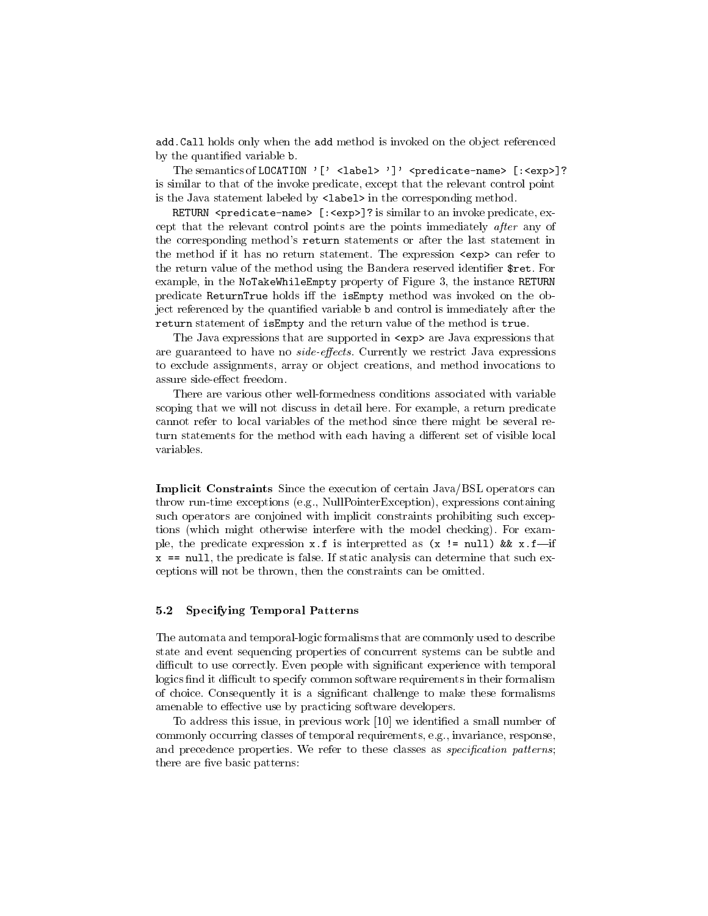`add.Call` holds only when the `add` method is invoked on the object referenced by the quantified variable `b`.

The semantics of `LOCATION '[' <label> ']' <predicate-name> [:<exp>]?` is similar to that of the invoke predicate, except that the relevant control point is the Java statement labeled by `<label>` in the corresponding method.

`RETURN <predicate-name> [:<exp>]?` is similar to an invoke predicate, except that the relevant control points are the points immediately *after* any of the corresponding method's `return` statements or after the last statement in the method if it has no return statement. The expression `<exp>` can refer to the return value of the method using the Bandera reserved identifier `$ret`. For example, in the `NoTakeWhileEmpty` property of Figure 3, the instance `RETURN` predicate `ReturnTrue` holds iff the `isEmpty` method was invoked on the object referenced by the quantified variable `b` and control is immediately after the `return` statement of `isEmpty` and the return value of the method is `true`.

The Java expressions that are supported in `<exp>` are Java expressions that are guaranteed to have no *side-effects*. Currently we restrict Java expressions to exclude assignments, array or object creations, and method invocations to assure side-effect freedom.

There are various other well-formedness conditions associated with variable scoping that we will not discuss in detail here. For example, a return predicate cannot refer to local variables of the method since there might be several return statements for the method with each having a different set of visible local variables.

**Implicit Constraints** Since the execution of certain Java/BSL operators can throw run-time exceptions (e.g., NullPointerException), expressions containing such operators are conjoined with implicit constraints prohibiting such exceptions (which might otherwise interfere with the model checking). For example, the predicate expression `x.f` is interpretted as `(x != null) && x.f`—if `x == null`, the predicate is false. If static analysis can determine that such exceptions will not be thrown, then the constraints can be omitted.

### 5.2 Specifying Temporal Patterns

The automata and temporal-logic formalisms that are commonly used to describe state and event sequencing properties of concurrent systems can be subtle and difficult to use correctly. Even people with significant experience with temporal logics find it difficult to specify common software requirements in their formalism of choice. Consequently it is a significant challenge to make these formalisms amenable to effective use by practicing software developers.

To address this issue, in previous work [10] we identified a small number of commonly occurring classes of temporal requirements, e.g., invariance, response, and precedence properties. We refer to these classes as *specification patterns*; there are five basic patterns: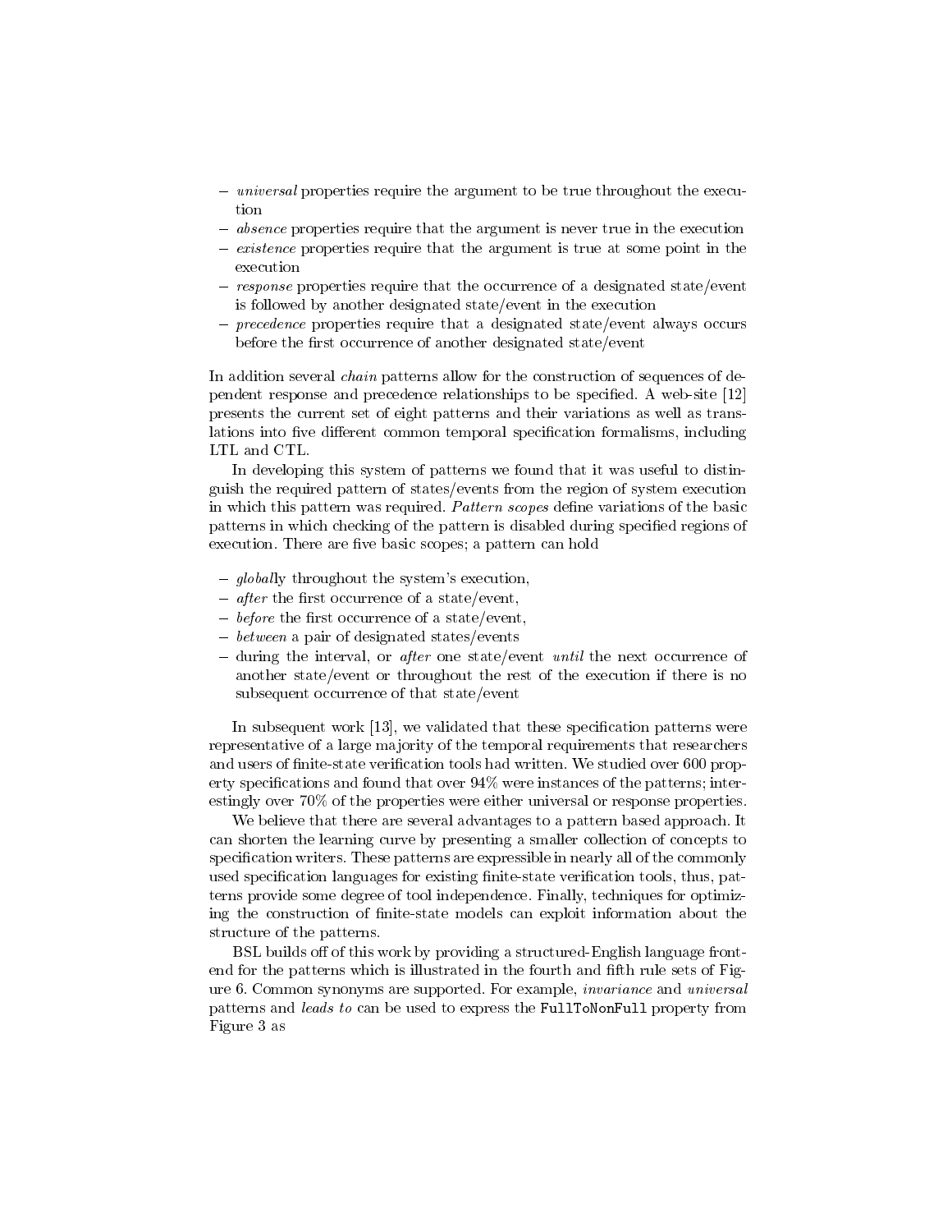- *universal* properties require the argument to be true throughout the execution
- *absence* properties require that the argument is never true in the execution
- *existence* properties require that the argument is true at some point in the execution
- *response* properties require that the occurrence of a designated state/event is followed by another designated state/event in the execution
- *precedence* properties require that a designated state/event always occurs before the first occurrence of another designated state/event

In addition several *chain* patterns allow for the construction of sequences of dependent response and precedence relationships to be specified. A web-site [12] presents the current set of eight patterns and their variations as well as translations into five different common temporal specification formalisms, including LTL and CTL.

In developing this system of patterns we found that it was useful to distinguish the required pattern of states/events from the region of system execution in which this pattern was required. *Pattern scopes* define variations of the basic patterns in which checking of the pattern is disabled during specified regions of execution. There are five basic scopes; a pattern can hold

- *global*ly throughout the system's execution,
- *after* the first occurrence of a state/event,
- *before* the first occurrence of a state/event,
- *between* a pair of designated states/events
- during the interval, or *after* one state/event *until* the next occurrence of another state/event or throughout the rest of the execution if there is no subsequent occurrence of that state/event

In subsequent work [13], we validated that these specification patterns were representative of a large majority of the temporal requirements that researchers and users of finite-state verification tools had written. We studied over 600 property specifications and found that over 94% were instances of the patterns; interestingly over 70% of the properties were either universal or response properties.

We believe that there are several advantages to a pattern based approach. It can shorten the learning curve by presenting a smaller collection of concepts to specification writers. These patterns are expressible in nearly all of the commonly used specification languages for existing finite-state verification tools, thus, patterns provide some degree of tool independence. Finally, techniques for optimizing the construction of finite-state models can exploit information about the structure of the patterns.

BSL builds off of this work by providing a structured-English language front-end for the patterns which is illustrated in the fourth and fifth rule sets of Figure 6. Common synonyms are supported. For example, *invariance* and *universal* patterns and *leads to* can be used to express the `FullToNonFull` property from Figure 3 as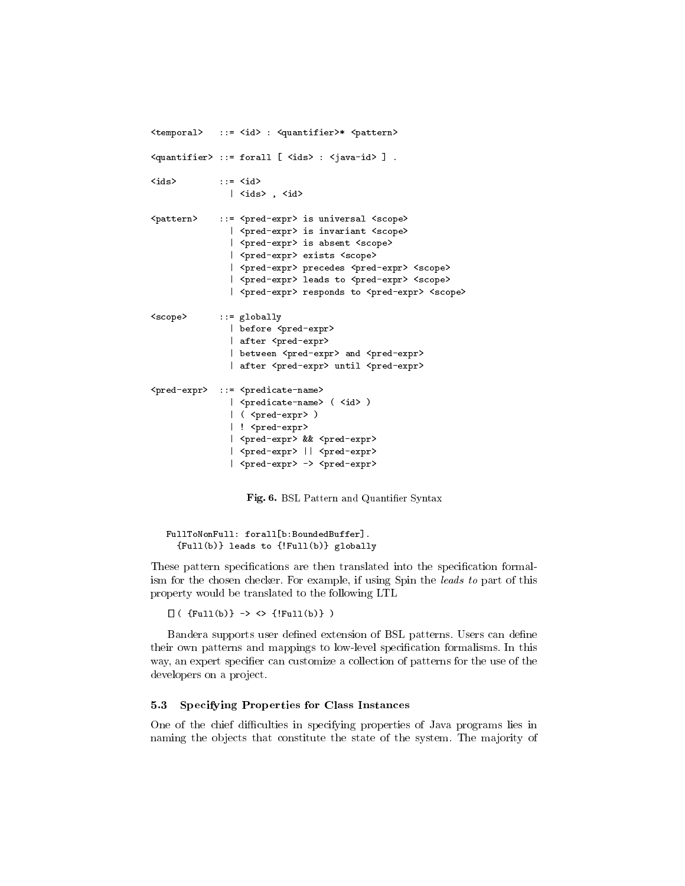```
<temporal>   ::= <id> : <quantifier>* <pattern>

<quantifier> ::= forall [ <ids> : <java-id> ] .

<ids>        ::= <id>
               | <ids> , <id>

<pattern>    ::= <pred-expr> is universal <scope>
               | <pred-expr> is invariant <scope>
               | <pred-expr> is absent <scope>
               | <pred-expr> exists <scope>
               | <pred-expr> precedes <pred-expr> <scope>
               | <pred-expr> leads to <pred-expr> <scope>
               | <pred-expr> responds to <pred-expr> <scope>

<scope>      ::= globally
               | before <pred-expr>
               | after <pred-expr>
               | between <pred-expr> and <pred-expr>
               | after <pred-expr> until <pred-expr>

<pred-expr>  ::= <predicate-name>
               | <predicate-name> ( <id> )
               | ( <pred-expr> )
               | ! <pred-expr>
               | <pred-expr> && <pred-expr>
               | <pred-expr> || <pred-expr>
               | <pred-expr> -> <pred-expr>
```

**Fig. 6.** BSL Pattern and Quantifier Syntax

```
FullToNonFull: forall[b:BoundedBuffer].
  {Full(b)} leads to {!Full(b)} globally
```

These pattern specifications are then translated into the specification formalism for the chosen checker. For example, if using Spin the *leads to* part of this property would be translated to the following LTL

```
[]( {Full(b)} -> <> {!Full(b)} )
```

Bandera supports user defined extension of BSL patterns. Users can define their own patterns and mappings to low-level specification formalisms. In this way, an expert specifier can customize a collection of patterns for the use of the developers on a project.

### 5.3 Specifying Properties for Class Instances

One of the chief difficulties in specifying properties of Java programs lies in naming the objects that constitute the state of the system. The majority of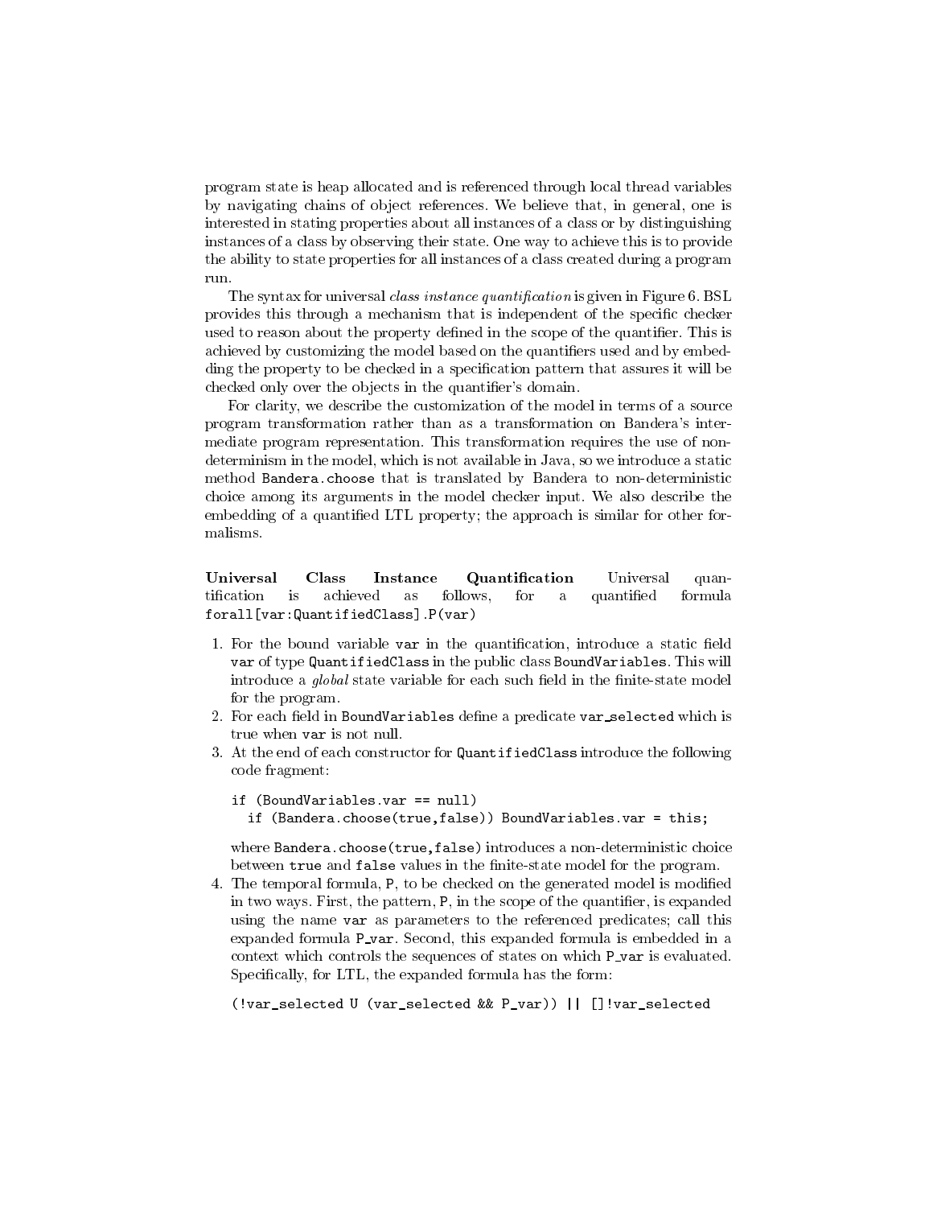program state is heap allocated and is referenced through local thread variables by navigating chains of object references. We believe that, in general, one is interested in stating properties about all instances of a class or by distinguishing instances of a class by observing their state. One way to achieve this is to provide the ability to state properties for all instances of a class created during a program run.

The syntax for universal *class instance quantification* is given in Figure 6. BSL provides this through a mechanism that is independent of the specific checker used to reason about the property defined in the scope of the quantifier. This is achieved by customizing the model based on the quantifiers used and by embedding the property to be checked in a specification pattern that assures it will be checked only over the objects in the quantifier's domain.

For clarity, we describe the customization of the model in terms of a source program transformation rather than as a transformation on Bandera's intermediate program representation. This transformation requires the use of non-determinism in the model, which is not available in Java, so we introduce a static method `Bandera.choose` that is translated by Bandera to non-deterministic choice among its arguments in the model checker input. We also describe the embedding of a quantified LTL property; the approach is similar for other formalisms.

**Universal Class Instance Quantification** Universal quantification is achieved as follows, for a quantified formula `forall[var:QuantifiedClass].P(var)`

1. For the bound variable `var` in the quantification, introduce a static field `var` of type `QuantifiedClass` in the public class `BoundVariables`. This will introduce a *global* state variable for each such field in the finite-state model for the program.
2. For each field in `BoundVariables` define a predicate `var_selected` which is true when `var` is not null.
3. At the end of each constructor for `QuantifiedClass` introduce the following code fragment:

```
if (BoundVariables.var == null)
  if (Bandera.choose(true,false)) BoundVariables.var = this;
```

   where `Bandera.choose(true,false)` introduces a non-deterministic choice between `true` and `false` values in the finite-state model for the program.
4. The temporal formula, `P`, to be checked on the generated model is modified in two ways. First, the pattern, `P`, in the scope of the quantifier, is expanded using the name `var` as parameters to the referenced predicates; call this expanded formula `P_var`. Second, this expanded formula is embedded in a context which controls the sequences of states on which `P_var` is evaluated. Specifically, for LTL, the expanded formula has the form:

```
(!var_selected U (var_selected && P_var)) || []!var_selected
```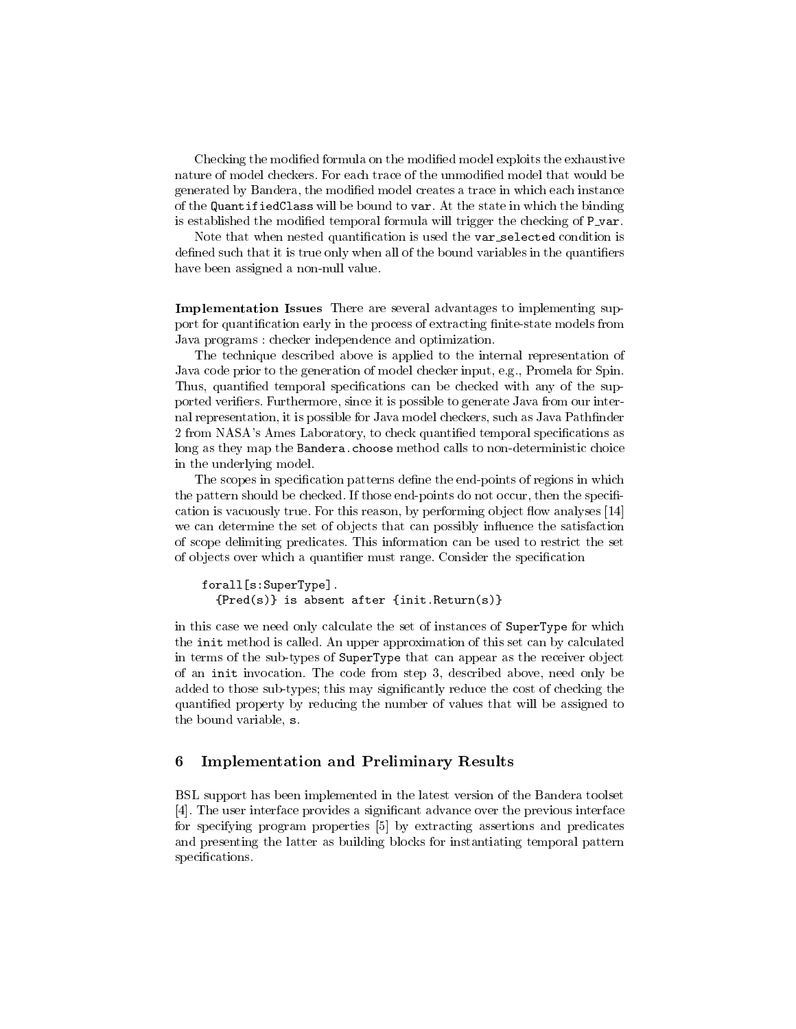Checking the modified formula on the modified model exploits the exhaustive nature of model checkers. For each trace of the unmodified model that would be generated by Bandera, the modified model creates a trace in which each instance of the `QuantifiedClass` will be bound to `var`. At the state in which the binding is established the modified temporal formula will trigger the checking of `P_var`.

Note that when nested quantification is used the `var_selected` condition is defined such that it is true only when all of the bound variables in the quantifiers have been assigned a non-null value.

**Implementation Issues** There are several advantages to implementing support for quantification early in the process of extracting finite-state models from Java programs : checker independence and optimization.

The technique described above is applied to the internal representation of Java code prior to the generation of model checker input, e.g., Promela for Spin. Thus, quantified temporal specifications can be checked with any of the supported verifiers. Furthermore, since it is possible to generate Java from our internal representation, it is possible for Java model checkers, such as Java Pathfinder 2 from NASA's Ames Laboratory, to check quantified temporal specifications as long as they map the `Bandera.choose` method calls to non-deterministic choice in the underlying model.

The scopes in specification patterns define the end-points of regions in which the pattern should be checked. If those end-points do not occur, then the specification is vacuously true. For this reason, by performing object flow analyses [14] we can determine the set of objects that can possibly influence the satisfaction of scope delimiting predicates. This information can be used to restrict the set of objects over which a quantifier must range. Consider the specification

```
forall[s:SuperType].
  {Pred(s)} is absent after {init.Return(s)}
```

in this case we need only calculate the set of instances of `SuperType` for which the `init` method is called. An upper approximation of this set can by calculated in terms of the sub-types of `SuperType` that can appear as the receiver object of an `init` invocation. The code from step 3, described above, need only be added to those sub-types; this may significantly reduce the cost of checking the quantified property by reducing the number of values that will be assigned to the bound variable, `s`.

## 6 Implementation and Preliminary Results

BSL support has been implemented in the latest version of the Bandera toolset [4]. The user interface provides a significant advance over the previous interface for specifying program properties [5] by extracting assertions and predicates and presenting the latter as building blocks for instantiating temporal pattern specifications.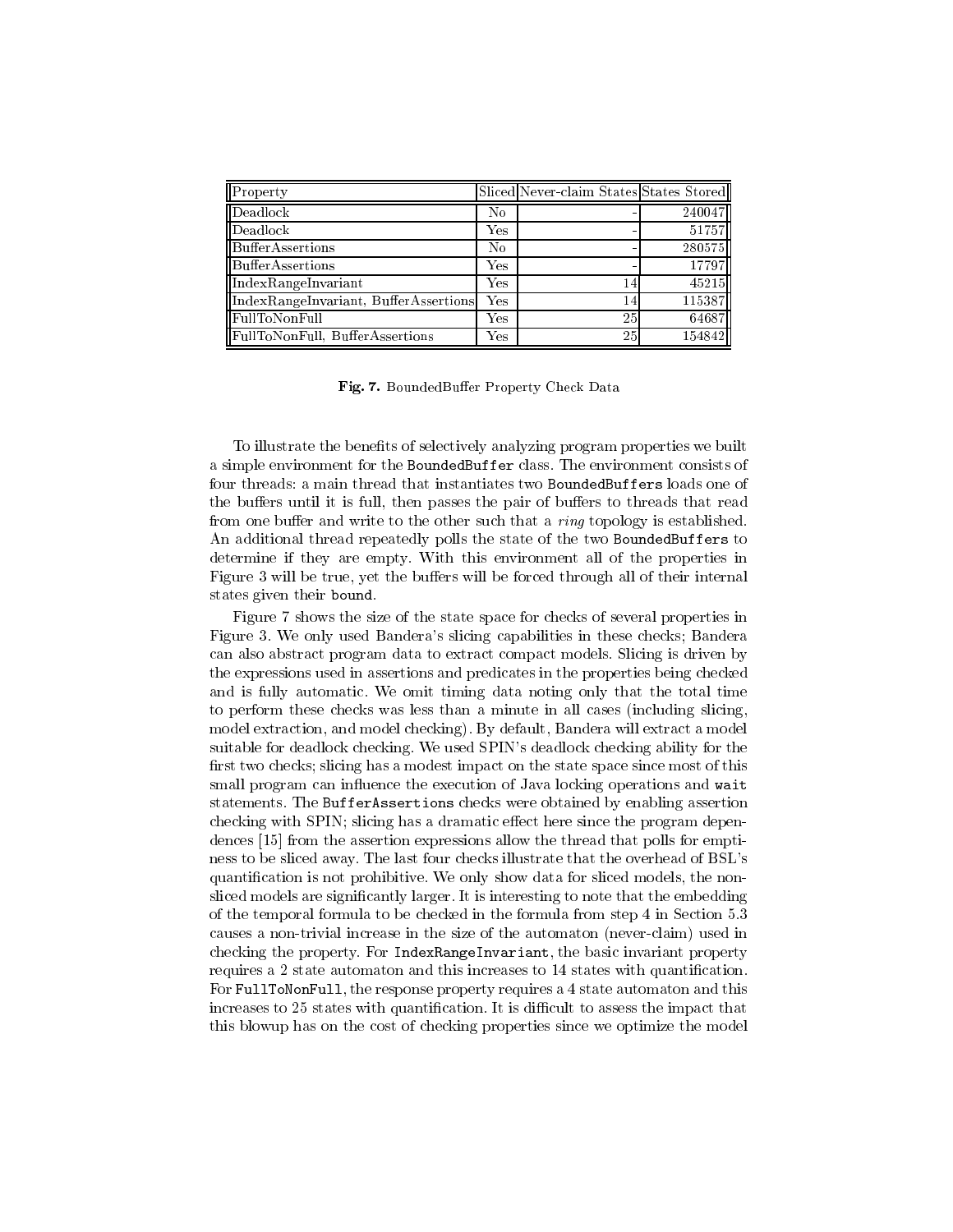| Property | Sliced | Never-claim States | States Stored |
|---|---|---|---|
| Deadlock | No | - | 240047 |
| Deadlock | Yes | - | 51757 |
| BufferAssertions | No | - | 280575 |
| BufferAssertions | Yes | - | 17797 |
| IndexRangeInvariant | Yes | 14 | 45215 |
| IndexRangeInvariant, BufferAssertions | Yes | 14 | 115387 |
| FullToNonFull | Yes | 25 | 64687 |
| FullToNonFull, BufferAssertions | Yes | 25 | 154842 |

**Fig. 7.** BoundedBuffer Property Check Data

To illustrate the benefits of selectively analyzing program properties we built a simple environment for the `BoundedBuffer` class. The environment consists of four threads: a main thread that instantiates two `BoundedBuffers` loads one of the buffers until it is full, then passes the pair of buffers to threads that read from one buffer and write to the other such that a *ring* topology is established. An additional thread repeatedly polls the state of the two `BoundedBuffers` to determine if they are empty. With this environment all of the properties in Figure 3 will be true, yet the buffers will be forced through all of their internal states given their `bound`.

Figure 7 shows the size of the state space for checks of several properties in Figure 3. We only used Bandera's slicing capabilities in these checks; Bandera can also abstract program data to extract compact models. Slicing is driven by the expressions used in assertions and predicates in the properties being checked and is fully automatic. We omit timing data noting only that the total time to perform these checks was less than a minute in all cases (including slicing, model extraction, and model checking). By default, Bandera will extract a model suitable for deadlock checking. We used SPIN's deadlock checking ability for the first two checks; slicing has a modest impact on the state space since most of this small program can influence the execution of Java locking operations and `wait` statements. The `BufferAssertions` checks were obtained by enabling assertion checking with SPIN; slicing has a dramatic effect here since the program dependences [15] from the assertion expressions allow the thread that polls for emptiness to be sliced away. The last four checks illustrate that the overhead of BSL's quantification is not prohibitive. We only show data for sliced models, the non-sliced models are significantly larger. It is interesting to note that the embedding of the temporal formula to be checked in the formula from step 4 in Section 5.3 causes a non-trivial increase in the size of the automaton (never-claim) used in checking the property. For `IndexRangeInvariant`, the basic invariant property requires a 2 state automaton and this increases to 14 states with quantification. For `FullToNonFull`, the response property requires a 4 state automaton and this increases to 25 states with quantification. It is difficult to assess the impact that this blowup has on the cost of checking properties since we optimize the model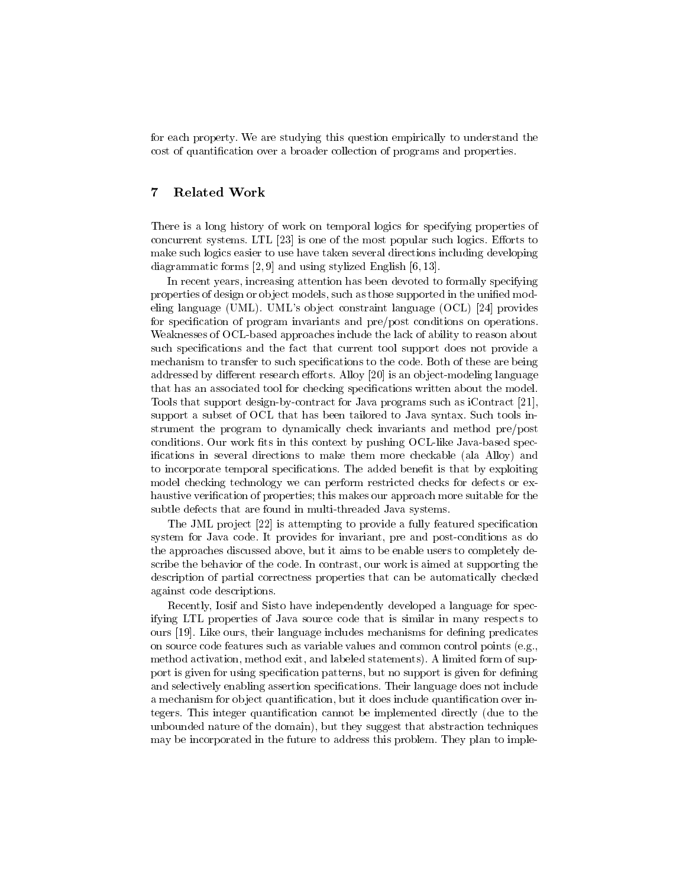for each property. We are studying this question empirically to understand the cost of quantification over a broader collection of programs and properties.

## 7 Related Work

There is a long history of work on temporal logics for specifying properties of concurrent systems. LTL [23] is one of the most popular such logics. Efforts to make such logics easier to use have taken several directions including developing diagrammatic forms [2, 9] and using stylized English [6, 13].

In recent years, increasing attention has been devoted to formally specifying properties of design or object models, such as those supported in the unified modeling language (UML). UML's object constraint language (OCL) [24] provides for specification of program invariants and pre/post conditions on operations. Weaknesses of OCL-based approaches include the lack of ability to reason about such specifications and the fact that current tool support does not provide a mechanism to transfer to such specifications to the code. Both of these are being addressed by different research efforts. Alloy [20] is an object-modeling language that has an associated tool for checking specifications written about the model. Tools that support design-by-contract for Java programs such as iContract [21], support a subset of OCL that has been tailored to Java syntax. Such tools instrument the program to dynamically check invariants and method pre/post conditions. Our work fits in this context by pushing OCL-like Java-based specifications in several directions to make them more checkable (ala Alloy) and to incorporate temporal specifications. The added benefit is that by exploiting model checking technology we can perform restricted checks for defects or exhaustive verification of properties; this makes our approach more suitable for the subtle defects that are found in multi-threaded Java systems.

The JML project [22] is attempting to provide a fully featured specification system for Java code. It provides for invariant, pre and post-conditions as do the approaches discussed above, but it aims to be enable users to completely describe the behavior of the code. In contrast, our work is aimed at supporting the description of partial correctness properties that can be automatically checked against code descriptions.

Recently, Iosif and Sisto have independently developed a language for specifying LTL properties of Java source code that is similar in many respects to ours [19]. Like ours, their language includes mechanisms for defining predicates on source code features such as variable values and common control points (e.g., method activation, method exit, and labeled statements). A limited form of support is given for using specification patterns, but no support is given for defining and selectively enabling assertion specifications. Their language does not include a mechanism for object quantification, but it does include quantification over integers. This integer quantification cannot be implemented directly (due to the unbounded nature of the domain), but they suggest that abstraction techniques may be incorporated in the future to address this problem. They plan to imple-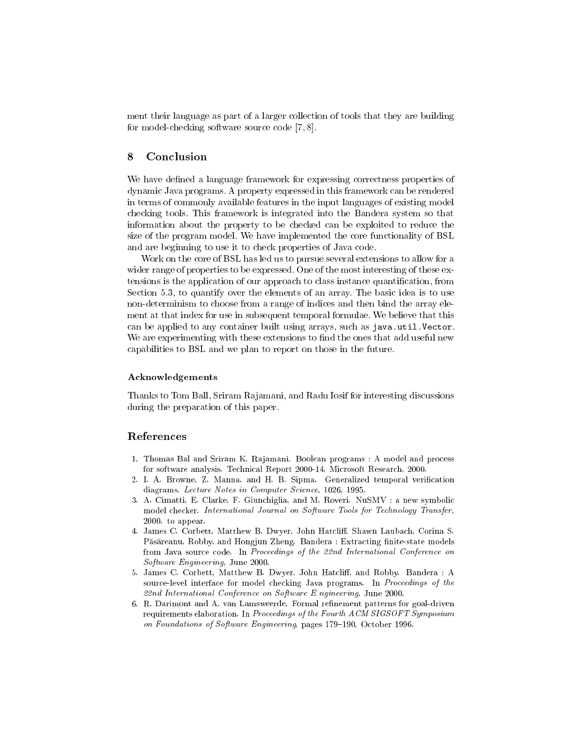ment their language as part of a larger collection of tools that they are building for model-checking software source code [7, 8].

## 8 Conclusion

We have defined a language framework for expressing correctness properties of dynamic Java programs. A property expressed in this framework can be rendered in terms of commonly available features in the input languages of existing model checking tools. This framework is integrated into the Bandera system so that information about the property to be checked can be exploited to reduce the size of the program model. We have implemented the core functionality of BSL and are beginning to use it to check properties of Java code.

Work on the core of BSL has led us to pursue several extensions to allow for a wider range of properties to be expressed. One of the most interesting of these extensions is the application of our approach to class instance quantification, from Section 5.3, to quantify over the elements of an array. The basic idea is to use non-determinism to choose from a range of indices and then bind the array element at that index for use in subsequent temporal formulae. We believe that this can be applied to any container built using arrays, such as `java.util.Vector`. We are experimenting with these extensions to find the ones that add useful new capabilities to BSL and we plan to report on those in the future.

### Acknowledgements

Thanks to Tom Ball, Sriram Rajamani, and Radu Iosif for interesting discussions during the preparation of this paper.

## References

1. Thomas Bal and Sriram K. Rajamani. Boolean programs : A model and process for software analysis. Technical Report 2000-14, Microsoft Research, 2000.
2. I. A. Browne, Z. Manna, and H. B. Sipma. Generalized temporal verification diagrams. *Lecture Notes in Computer Science*, 1026, 1995.
3. A. Cimatti, E. Clarke, F. Giunchiglia, and M. Roveri. NuSMV : a new symbolic model checker. *International Journal on Software Tools for Technology Transfer*, 2000. to appear.
4. James C. Corbett, Matthew B. Dwyer, John Hatcliff, Shawn Laubach, Corina S. Păsăreanu, Robby, and Hongjun Zheng. Bandera : Extracting finite-state models from Java source code. In *Proceedings of the 22nd International Conference on Software Engineering*, June 2000.
5. James C. Corbett, Matthew B. Dwyer, John Hatcliff, and Robby. Bandera : A source-level interface for model checking Java programs. In *Proceedings of the 22nd International Conference on Software E ngineering*, June 2000.
6. R. Darimont and A. van Lamsweerde. Formal refinement patterns for goal-driven requirements elaboration. In *Proceedings of the Fourth ACM SIGSOFT Symposium on Foundations of Software Engineering*, pages 179–190, October 1996.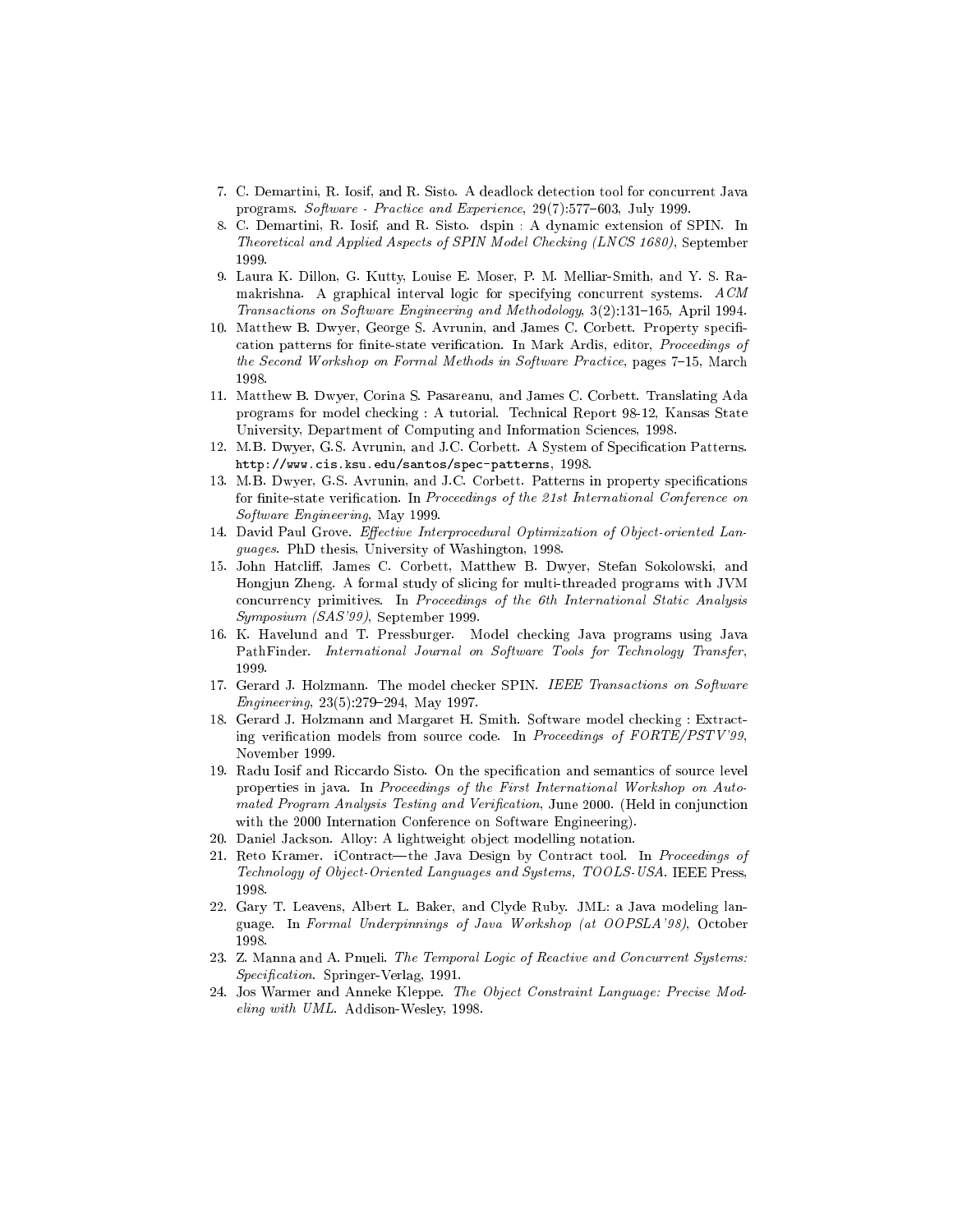7. C. Demartini, R. Iosif, and R. Sisto. A deadlock detection tool for concurrent Java programs. *Software - Practice and Experience*, 29(7):577–603, July 1999.
8. C. Demartini, R. Iosif, and R. Sisto. dspin : A dynamic extension of SPIN. In *Theoretical and Applied Aspects of SPIN Model Checking (LNCS 1680)*, September 1999.
9. Laura K. Dillon, G. Kutty, Louise E. Moser, P. M. Melliar-Smith, and Y. S. Ramakrishna. A graphical interval logic for specifying concurrent systems. *ACM Transactions on Software Engineering and Methodology*, 3(2):131–165, April 1994.
10. Matthew B. Dwyer, George S. Avrunin, and James C. Corbett. Property specification patterns for finite-state verification. In Mark Ardis, editor, *Proceedings of the Second Workshop on Formal Methods in Software Practice*, pages 7–15, March 1998.
11. Matthew B. Dwyer, Corina S. Pasareanu, and James C. Corbett. Translating Ada programs for model checking : A tutorial. Technical Report 98-12, Kansas State University, Department of Computing and Information Sciences, 1998.
12. M.B. Dwyer, G.S. Avrunin, and J.C. Corbett. A System of Specification Patterns. `http://www.cis.ksu.edu/santos/spec-patterns`, 1998.
13. M.B. Dwyer, G.S. Avrunin, and J.C. Corbett. Patterns in property specifications for finite-state verification. In *Proceedings of the 21st International Conference on Software Engineering*, May 1999.
14. David Paul Grove. *Effective Interprocedural Optimization of Object-oriented Languages*. PhD thesis, University of Washington, 1998.
15. John Hatcliff, James C. Corbett, Matthew B. Dwyer, Stefan Sokolowski, and Hongjun Zheng. A formal study of slicing for multi-threaded programs with JVM concurrency primitives. In *Proceedings of the 6th International Static Analysis Symposium (SAS'99)*, September 1999.
16. K. Havelund and T. Pressburger. Model checking Java programs using Java PathFinder. *International Journal on Software Tools for Technology Transfer*, 1999.
17. Gerard J. Holzmann. The model checker SPIN. *IEEE Transactions on Software Engineering*, 23(5):279–294, May 1997.
18. Gerard J. Holzmann and Margaret H. Smith. Software model checking : Extracting verification models from source code. In *Proceedings of FORTE/PSTV'99*, November 1999.
19. Radu Iosif and Riccardo Sisto. On the specification and semantics of source level properties in java. In *Proceedings of the First International Workshop on Automated Program Analysis Testing and Verification*, June 2000. (Held in conjunction with the 2000 Internation Conference on Software Engineering).
20. Daniel Jackson. Alloy: A lightweight object modelling notation.
21. Reto Kramer. iContract—the Java Design by Contract tool. In *Proceedings of Technology of Object-Oriented Languages and Systems, TOOLS-USA*. IEEE Press, 1998.
22. Gary T. Leavens, Albert L. Baker, and Clyde Ruby. JML: a Java modeling language. In *Formal Underpinnings of Java Workshop (at OOPSLA'98)*, October 1998.
23. Z. Manna and A. Pnueli. *The Temporal Logic of Reactive and Concurrent Systems: Specification*. Springer-Verlag, 1991.
24. Jos Warmer and Anneke Kleppe. *The Object Constraint Language: Precise Modeling with UML*. Addison-Wesley, 1998.